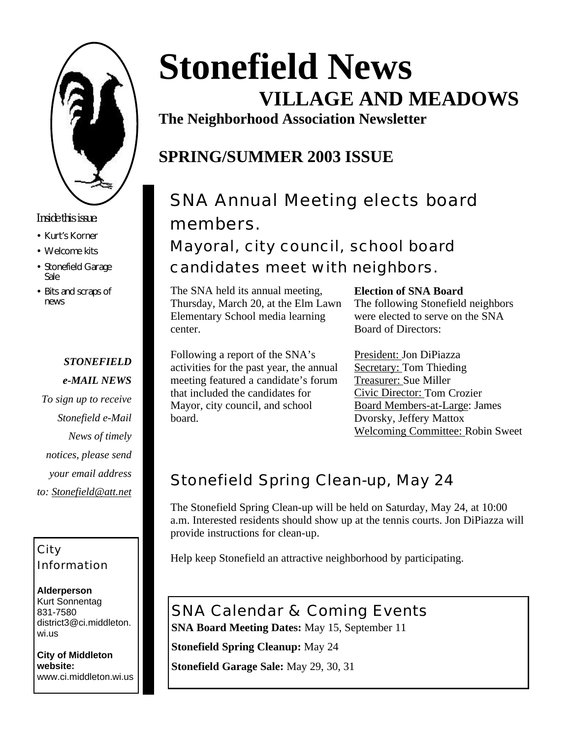# Stonefield News

## VILLAGE AND MEADOWS

**The Neighborhood Association Newsletter**

## SPRING/SUMMER 2003 ISSUE

*Inside this issue*

- Kurt's Korner
- Welcome kits
- Stonefield Garage Sale
- Bits and scraps of news

***STONEFIELD e-MAIL NEWS***

*To sign up to receive Stonefield e-Mail News of timely notices, please send your email address to: Stonefield@att.net*

### City Information

**Alderperson**
Kurt Sonnentag
831-7580
district3@ci.middleton.wi.us

**City of Middleton website:**
www.ci.middleton.wi.us

## SNA Annual Meeting elects board members.

### Mayoral, city council, school board candidates meet with neighbors.

The SNA held its annual meeting, Thursday, March 20, at the Elm Lawn Elementary School media learning center.

Following a report of the SNA's activities for the past year, the annual meeting featured a candidate's forum that included the candidates for Mayor, city council, and school board.

**Election of SNA Board**
The following Stonefield neighbors were elected to serve on the SNA Board of Directors:

President: Jon DiPiazza
Secretary: Tom Thieding
Treasurer: Sue Miller
Civic Director: Tom Crozier
Board Members-at-Large: James Dvorsky, Jeffery Mattox
Welcoming Committee: Robin Sweet

## Stonefield Spring Clean-up, May 24

The Stonefield Spring Clean-up will be held on Saturday, May 24, at 10:00 a.m. Interested residents should show up at the tennis courts. Jon DiPiazza will provide instructions for clean-up.

Help keep Stonefield an attractive neighborhood by participating.

## SNA Calendar & Coming Events

**SNA Board Meeting Dates:** May 15, September 11

**Stonefield Spring Cleanup:** May 24

**Stonefield Garage Sale:** May 29, 30, 31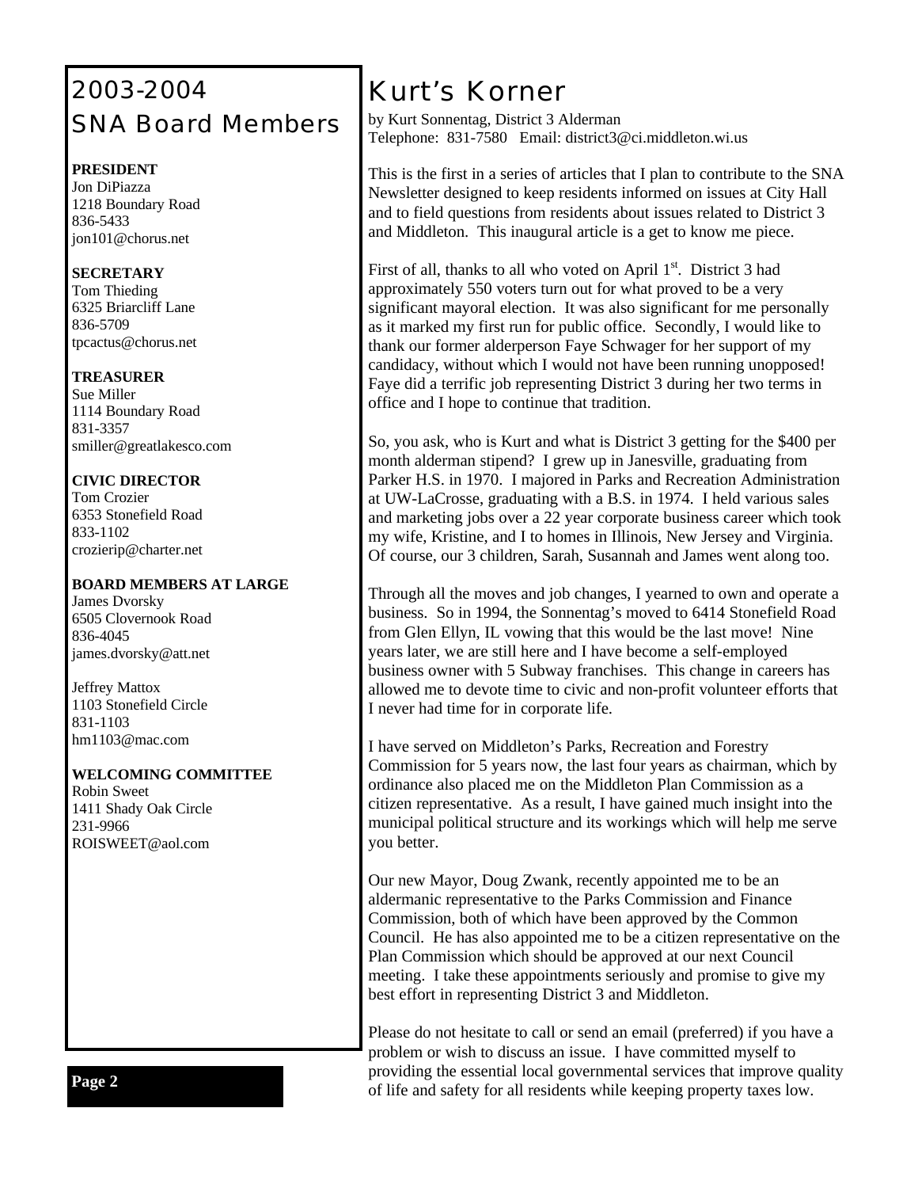# 2003-2004 SNA Board Members

**PRESIDENT**
Jon DiPiazza
1218 Boundary Road
836-5433
jon101@chorus.net

**SECRETARY**
Tom Thieding
6325 Briarcliff Lane
836-5709
tpcactus@chorus.net

**TREASURER**
Sue Miller
1114 Boundary Road
831-3357
smiller@greatlakesco.com

**CIVIC DIRECTOR**
Tom Crozier
6353 Stonefield Road
833-1102
crozierip@charter.net

**BOARD MEMBERS AT LARGE**
James Dvorsky
6505 Clovernook Road
836-4045
james.dvorsky@att.net

Jeffrey Mattox
1103 Stonefield Circle
831-1103
hm1103@mac.com

**WELCOMING COMMITTEE**
Robin Sweet
1411 Shady Oak Circle
231-9966
ROISWEET@aol.com

# Kurt's Korner

by Kurt Sonnentag, District 3 Alderman
Telephone: 831-7580 Email: district3@ci.middleton.wi.us

This is the first in a series of articles that I plan to contribute to the SNA Newsletter designed to keep residents informed on issues at City Hall and to field questions from residents about issues related to District 3 and Middleton. This inaugural article is a get to know me piece.

First of all, thanks to all who voted on April 1st. District 3 had approximately 550 voters turn out for what proved to be a very significant mayoral election. It was also significant for me personally as it marked my first run for public office. Secondly, I would like to thank our former alderperson Faye Schwager for her support of my candidacy, without which I would not have been running unopposed! Faye did a terrific job representing District 3 during her two terms in office and I hope to continue that tradition.

So, you ask, who is Kurt and what is District 3 getting for the $400 per month alderman stipend? I grew up in Janesville, graduating from Parker H.S. in 1970. I majored in Parks and Recreation Administration at UW-LaCrosse, graduating with a B.S. in 1974. I held various sales and marketing jobs over a 22 year corporate business career which took my wife, Kristine, and I to homes in Illinois, New Jersey and Virginia. Of course, our 3 children, Sarah, Susannah and James went along too.

Through all the moves and job changes, I yearned to own and operate a business. So in 1994, the Sonnentag's moved to 6414 Stonefield Road from Glen Ellyn, IL vowing that this would be the last move! Nine years later, we are still here and I have become a self-employed business owner with 5 Subway franchises. This change in careers has allowed me to devote time to civic and non-profit volunteer efforts that I never had time for in corporate life.

I have served on Middleton's Parks, Recreation and Forestry Commission for 5 years now, the last four years as chairman, which by ordinance also placed me on the Middleton Plan Commission as a citizen representative. As a result, I have gained much insight into the municipal political structure and its workings which will help me serve you better.

Our new Mayor, Doug Zwank, recently appointed me to be an aldermanic representative to the Parks Commission and Finance Commission, both of which have been approved by the Common Council. He has also appointed me to be a citizen representative on the Plan Commission which should be approved at our next Council meeting. I take these appointments seriously and promise to give my best effort in representing District 3 and Middleton.

Please do not hesitate to call or send an email (preferred) if you have a problem or wish to discuss an issue. I have committed myself to providing the essential local governmental services that improve quality of life and safety for all residents while keeping property taxes low.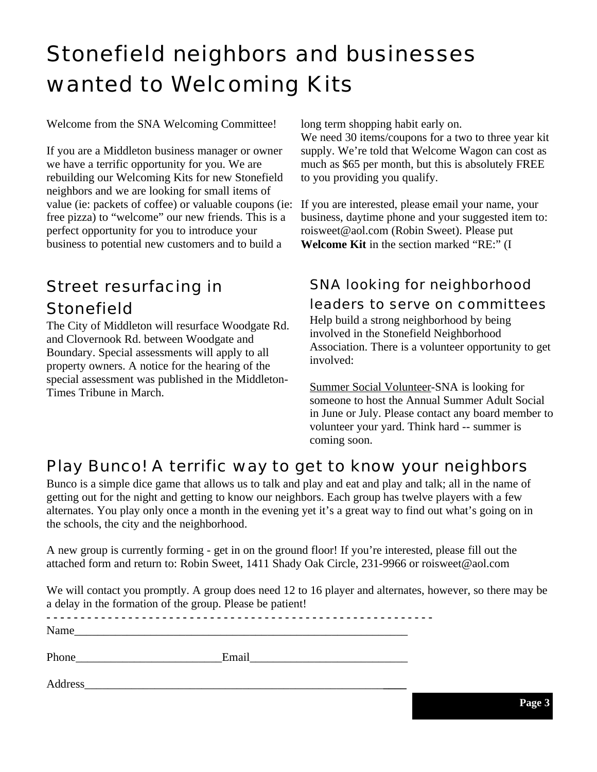# Stonefield neighbors and businesses wanted to Welcoming Kits

Welcome from the SNA Welcoming Committee!

If you are a Middleton business manager or owner we have a terrific opportunity for you. We are rebuilding our Welcoming Kits for new Stonefield neighbors and we are looking for small items of value (ie: packets of coffee) or valuable coupons (ie: free pizza) to "welcome" our new friends. This is a perfect opportunity for you to introduce your business to potential new customers and to build a long term shopping habit early on.

We need 30 items/coupons for a two to three year kit supply. We're told that Welcome Wagon can cost as much as $65 per month, but this is absolutely FREE to you providing you qualify.

If you are interested, please email your name, your business, daytime phone and your suggested item to: roisweet@aol.com (Robin Sweet). Please put **Welcome Kit** in the section marked "RE:" (I

## Street resurfacing in Stonefield

The City of Middleton will resurface Woodgate Rd. and Clovernook Rd. between Woodgate and Boundary. Special assessments will apply to all property owners. A notice for the hearing of the special assessment was published in the Middleton-Times Tribune in March.

## SNA looking for neighborhood leaders to serve on committees

Help build a strong neighborhood by being involved in the Stonefield Neighborhood Association. There is a volunteer opportunity to get involved:

<u>Summer Social Volunteer</u>-SNA is looking for someone to host the Annual Summer Adult Social in June or July. Please contact any board member to volunteer your yard. Think hard -- summer is coming soon.

## Play Bunco! A terrific way to get to know your neighbors

Bunco is a simple dice game that allows us to talk and play and eat and play and talk; all in the name of getting out for the night and getting to know our neighbors. Each group has twelve players with a few alternates. You play only once a month in the evening yet it's a great way to find out what's going on in the schools, the city and the neighborhood.

A new group is currently forming - get in on the ground floor! If you're interested, please fill out the attached form and return to: Robin Sweet, 1411 Shady Oak Circle, 231-9966 or roisweet@aol.com

We will contact you promptly. A group does need 12 to 16 player and alternates, however, so there may be a delay in the formation of the group. Please be patient!

- - - - - - - - - - - - - - - - - - - - - - - - - - - - - - - - - - - - - - - - - - - - - - - - - - - - - - - - - - -

Name_____________________________________________________________

Phone_________________________Email___________________________

Address___________________________________________________________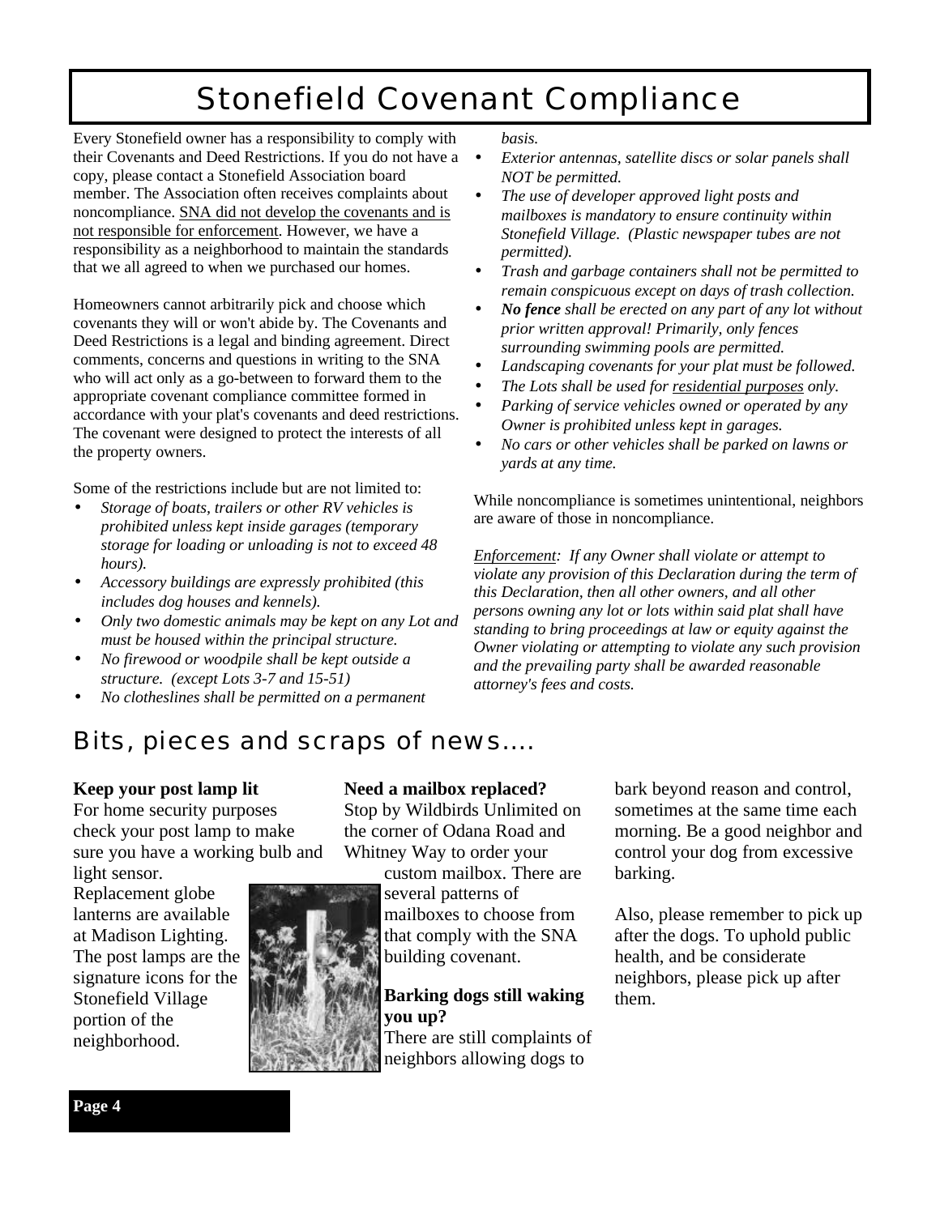# Stonefield Covenant Compliance

Every Stonefield owner has a responsibility to comply with their Covenants and Deed Restrictions. If you do not have a copy, please contact a Stonefield Association board member. The Association often receives complaints about noncompliance. SNA did not develop the covenants and is not responsible for enforcement. However, we have a responsibility as a neighborhood to maintain the standards that we all agreed to when we purchased our homes.

Homeowners cannot arbitrarily pick and choose which covenants they will or won't abide by. The Covenants and Deed Restrictions is a legal and binding agreement. Direct comments, concerns and questions in writing to the SNA who will act only as a go-between to forward them to the appropriate covenant compliance committee formed in accordance with your plat's covenants and deed restrictions. The covenant were designed to protect the interests of all the property owners.

Some of the restrictions include but are not limited to:

- *Storage of boats, trailers or other RV vehicles is prohibited unless kept inside garages (temporary storage for loading or unloading is not to exceed 48 hours).*
- *Accessory buildings are expressly prohibited (this includes dog houses and kennels).*
- *Only two domestic animals may be kept on any Lot and must be housed within the principal structure.*
- *No firewood or woodpile shall be kept outside a structure. (except Lots 3-7 and 15-51)*
- *No clotheslines shall be permitted on a permanent basis.*
- *Exterior antennas, satellite discs or solar panels shall NOT be permitted.*
- *The use of developer approved light posts and mailboxes is mandatory to ensure continuity within Stonefield Village. (Plastic newspaper tubes are not permitted).*
- *Trash and garbage containers shall not be permitted to remain conspicuous except on days of trash collection.*
- ***No fence** shall be erected on any part of any lot without prior written approval! Primarily, only fences surrounding swimming pools are permitted.*
- *Landscaping covenants for your plat must be followed.*
- *The Lots shall be used for residential purposes only.*
- *Parking of service vehicles owned or operated by any Owner is prohibited unless kept in garages.*
- *No cars or other vehicles shall be parked on lawns or yards at any time.*

While noncompliance is sometimes unintentional, neighbors are aware of those in noncompliance.

*Enforcement: If any Owner shall violate or attempt to violate any provision of this Declaration during the term of this Declaration, then all other owners, and all other persons owning any lot or lots within said plat shall have standing to bring proceedings at law or equity against the Owner violating or attempting to violate any such provision and the prevailing party shall be awarded reasonable attorney's fees and costs.*

## Bits, pieces and scraps of news....

**Keep your post lamp lit**

For home security purposes check your post lamp to make sure you have a working bulb and light sensor. Replacement globe lanterns are available at Madison Lighting. The post lamps are the signature icons for the Stonefield Village portion of the neighborhood.

**Need a mailbox replaced?**

Stop by Wildbirds Unlimited on the corner of Odana Road and Whitney Way to order your custom mailbox. There are several patterns of mailboxes to choose from that comply with the SNA building covenant.

**Barking dogs still waking you up?**

There are still complaints of neighbors allowing dogs to bark beyond reason and control, sometimes at the same time each morning. Be a good neighbor and control your dog from excessive barking.

Also, please remember to pick up after the dogs. To uphold public health, and be considerate neighbors, please pick up after them.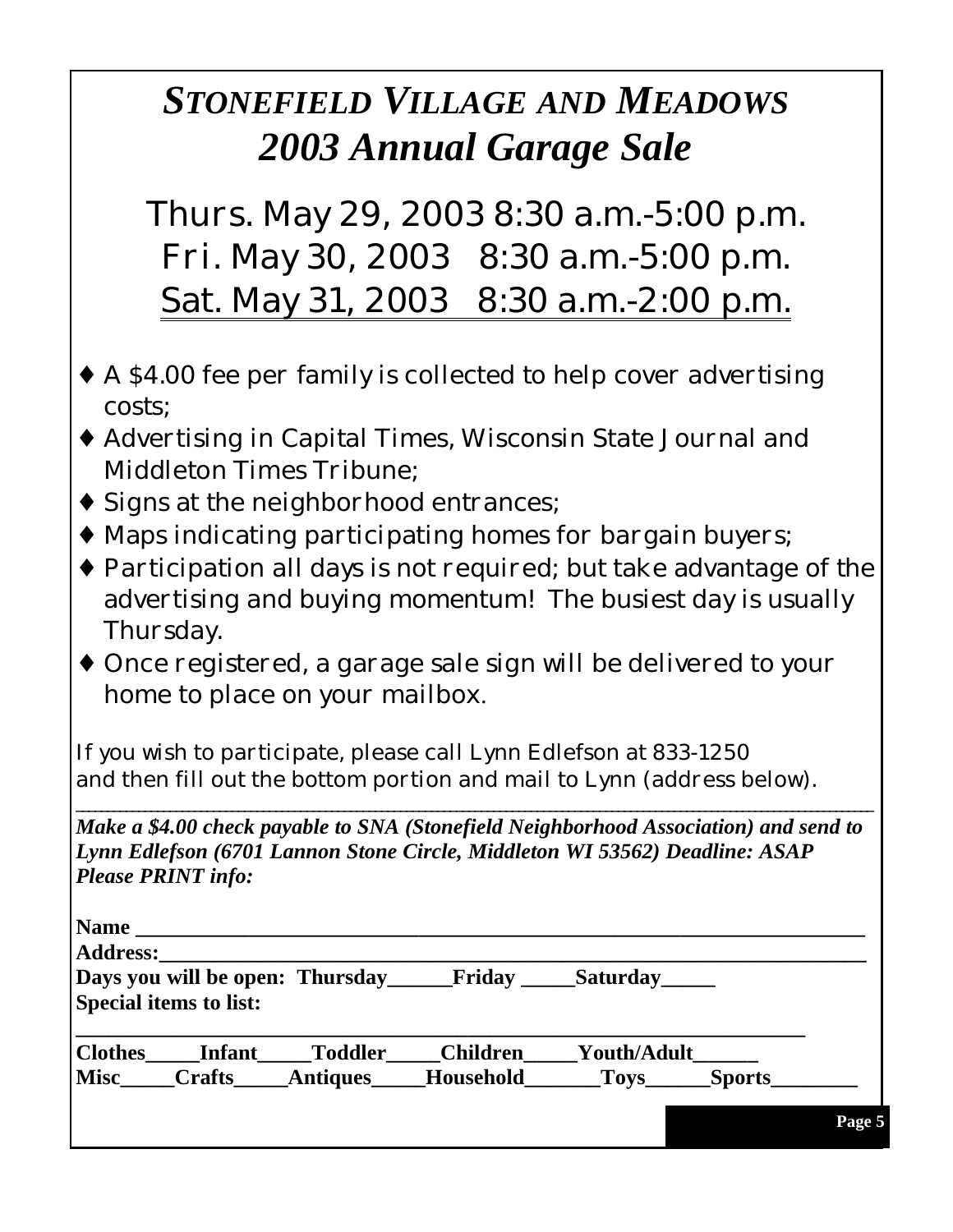# *STONEFIELD VILLAGE AND MEADOWS*
# *2003 Annual Garage Sale*

Thurs. May 29, 2003 8:30 a.m.-5:00 p.m.
Fri. May 30, 2003 8:30 a.m.-5:00 p.m.
Sat. May 31, 2003 8:30 a.m.-2:00 p.m.

- A $4.00 fee per family is collected to help cover advertising costs;
- Advertising in Capital Times, Wisconsin State Journal and Middleton Times Tribune;
- Signs at the neighborhood entrances;
- Maps indicating participating homes for bargain buyers;
- Participation all days is not required; but take advantage of the advertising and buying momentum! The busiest day is usually Thursday.
- Once registered, a garage sale sign will be delivered to your home to place on your mailbox.

If you wish to participate, please call Lynn Edlefson at 833-1250 and then fill out the bottom portion and mail to Lynn (address below).

---

***Make a $4.00 check payable to SNA (Stonefield Neighborhood Association) and send to Lynn Edlefson (6701 Lannon Stone Circle, Middleton WI 53562) Deadline: ASAP Please PRINT info:***

**Name** ______________________________________________________________

**Address:**______________________________________________________________

**Days you will be open: Thursday______Friday _____Saturday_____**

**Special items to list:**

______________________________________________________________

**Clothes_____Infant_____Toddler_____Children_____Youth/Adult______**

**Misc_____Crafts_____Antiques_____Household_______Toys______Sports________**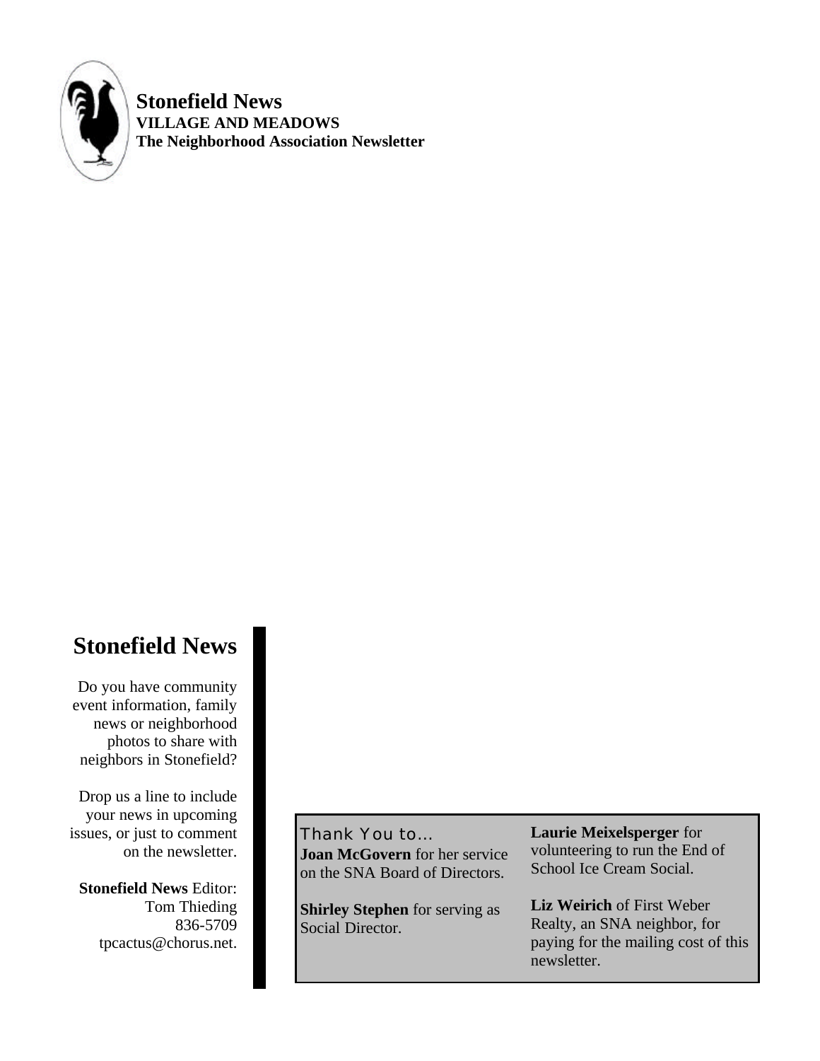**Stonefield News**
**VILLAGE AND MEADOWS**
**The Neighborhood Association Newsletter**

## Stonefield News

Do you have community event information, family news or neighborhood photos to share with neighbors in Stonefield?

Drop us a line to include your news in upcoming issues, or just to comment on the newsletter.

**Stonefield News** Editor:
Tom Thieding
836-5709
tpcactus@chorus.net.

Thank You to…

**Joan McGovern** for her service on the SNA Board of Directors.

**Shirley Stephen** for serving as Social Director.

**Laurie Meixelsperger** for volunteering to run the End of School Ice Cream Social.

**Liz Weirich** of First Weber Realty, an SNA neighbor, for paying for the mailing cost of this newsletter.